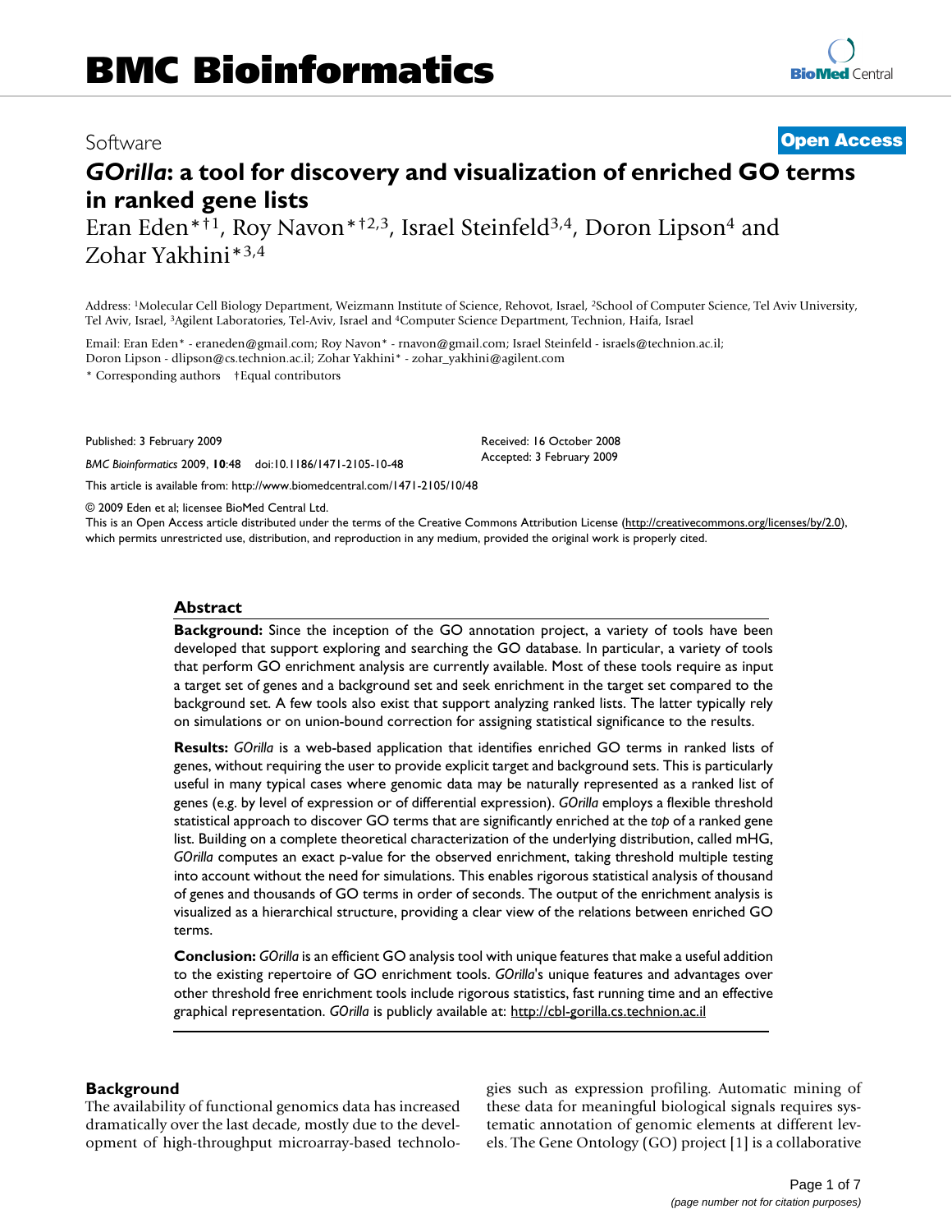Software **Open Access**

# *GOrilla*: a tool for discovery and visualization of enriched GO terms in ranked gene lists

Eran Eden*†[1], Roy Navon*†[2,3], Israel Steinfeld[3,4], Doron Lipson[4] and Zohar Yakhini*[3,4]

Address: [1]Molecular Cell Biology Department, Weizmann Institute of Science, Rehovot, Israel, [2]School of Computer Science, Tel Aviv University, Tel Aviv, Israel, [3]Agilent Laboratories, Tel-Aviv, Israel and [4]Computer Science Department, Technion, Haifa, Israel

Email: Eran Eden* - eraneden@gmail.com; Roy Navon* - rnavon@gmail.com; Israel Steinfeld - israels@technion.ac.il; Doron Lipson - dlipson@cs.technion.ac.il; Zohar Yakhini* - zohar_yakhini@agilent.com

\* Corresponding authors †Equal contributors

Published: 3 February 2009

*BMC Bioinformatics* 2009, **10**:48 doi:10.1186/1471-2105-10-48

Received: 16 October 2008
Accepted: 3 February 2009

This article is available from: http://www.biomedcentral.com/1471-2105/10/48

© 2009 Eden et al; licensee BioMed Central Ltd.

This is an Open Access article distributed under the terms of the Creative Commons Attribution License (http://creativecommons.org/licenses/by/2.0), which permits unrestricted use, distribution, and reproduction in any medium, provided the original work is properly cited.

## Abstract

**Background:** Since the inception of the GO annotation project, a variety of tools have been developed that support exploring and searching the GO database. In particular, a variety of tools that perform GO enrichment analysis are currently available. Most of these tools require as input a target set of genes and a background set and seek enrichment in the target set compared to the background set. A few tools also exist that support analyzing ranked lists. The latter typically rely on simulations or on union-bound correction for assigning statistical significance to the results.

**Results:** *GOrilla* is a web-based application that identifies enriched GO terms in ranked lists of genes, without requiring the user to provide explicit target and background sets. This is particularly useful in many typical cases where genomic data may be naturally represented as a ranked list of genes (e.g. by level of expression or of differential expression). *GOrilla* employs a flexible threshold statistical approach to discover GO terms that are significantly enriched at the *top* of a ranked gene list. Building on a complete theoretical characterization of the underlying distribution, called mHG, *GOrilla* computes an exact p-value for the observed enrichment, taking threshold multiple testing into account without the need for simulations. This enables rigorous statistical analysis of thousand of genes and thousands of GO terms in order of seconds. The output of the enrichment analysis is visualized as a hierarchical structure, providing a clear view of the relations between enriched GO terms.

**Conclusion:** *GOrilla* is an efficient GO analysis tool with unique features that make a useful addition to the existing repertoire of GO enrichment tools. *GOrilla*'s unique features and advantages over other threshold free enrichment tools include rigorous statistics, fast running time and an effective graphical representation. *GOrilla* is publicly available at: http://cbl-gorilla.cs.technion.ac.il

## Background

The availability of functional genomics data has increased dramatically over the last decade, mostly due to the development of high-throughput microarray-based technologies such as expression profiling. Automatic mining of these data for meaningful biological signals requires systematic annotation of genomic elements at different levels. The Gene Ontology (GO) project [1] is a collaborative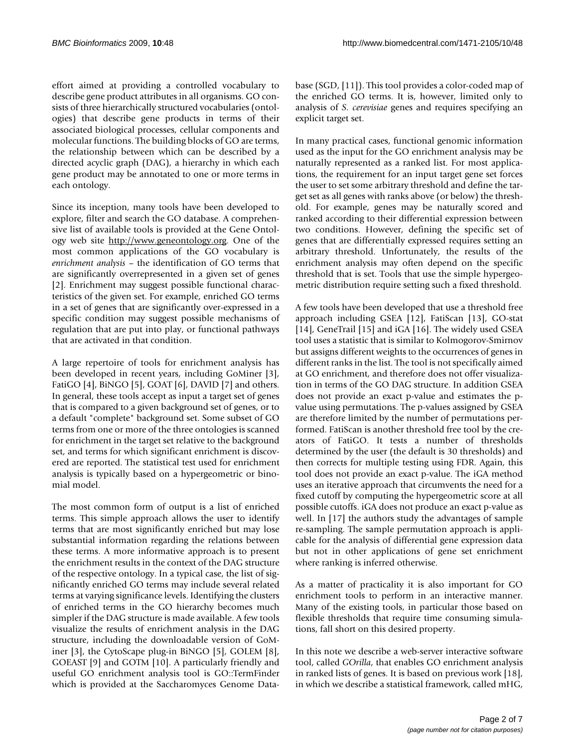effort aimed at providing a controlled vocabulary to describe gene product attributes in all organisms. GO consists of three hierarchically structured vocabularies (ontologies) that describe gene products in terms of their associated biological processes, cellular components and molecular functions. The building blocks of GO are terms, the relationship between which can be described by a directed acyclic graph (DAG), a hierarchy in which each gene product may be annotated to one or more terms in each ontology.

Since its inception, many tools have been developed to explore, filter and search the GO database. A comprehensive list of available tools is provided at the Gene Ontology web site http://www.geneontology.org. One of the most common applications of the GO vocabulary is *enrichment analysis* – the identification of GO terms that are significantly overrepresented in a given set of genes [2]. Enrichment may suggest possible functional characteristics of the given set. For example, enriched GO terms in a set of genes that are significantly over-expressed in a specific condition may suggest possible mechanisms of regulation that are put into play, or functional pathways that are activated in that condition.

A large repertoire of tools for enrichment analysis has been developed in recent years, including GoMiner [3], FatiGO [4], BiNGO [5], GOAT [6], DAVID [7] and others. In general, these tools accept as input a target set of genes that is compared to a given background set of genes, or to a default "complete" background set. Some subset of GO terms from one or more of the three ontologies is scanned for enrichment in the target set relative to the background set, and terms for which significant enrichment is discovered are reported. The statistical test used for enrichment analysis is typically based on a hypergeometric or binomial model.

The most common form of output is a list of enriched terms. This simple approach allows the user to identify terms that are most significantly enriched but may lose substantial information regarding the relations between these terms. A more informative approach is to present the enrichment results in the context of the DAG structure of the respective ontology. In a typical case, the list of significantly enriched GO terms may include several related terms at varying significance levels. Identifying the clusters of enriched terms in the GO hierarchy becomes much simpler if the DAG structure is made available. A few tools visualize the results of enrichment analysis in the DAG structure, including the downloadable version of GoMiner [3], the CytoScape plug-in BiNGO [5], GOLEM [8], GOEAST [9] and GOTM [10]. A particularly friendly and useful GO enrichment analysis tool is GO::TermFinder which is provided at the Saccharomyces Genome Database (SGD, [11]). This tool provides a color-coded map of the enriched GO terms. It is, however, limited only to analysis of *S. cerevisiae* genes and requires specifying an explicit target set.

In many practical cases, functional genomic information used as the input for the GO enrichment analysis may be naturally represented as a ranked list. For most applications, the requirement for an input target gene set forces the user to set some arbitrary threshold and define the target set as all genes with ranks above (or below) the threshold. For example, genes may be naturally scored and ranked according to their differential expression between two conditions. However, defining the specific set of genes that are differentially expressed requires setting an arbitrary threshold. Unfortunately, the results of the enrichment analysis may often depend on the specific threshold that is set. Tools that use the simple hypergeometric distribution require setting such a fixed threshold.

A few tools have been developed that use a threshold free approach including GSEA [12], FatiScan [13], GO-stat [14], GeneTrail [15] and iGA [16]. The widely used GSEA tool uses a statistic that is similar to Kolmogorov-Smirnov but assigns different weights to the occurrences of genes in different ranks in the list. The tool is not specifically aimed at GO enrichment, and therefore does not offer visualization in terms of the GO DAG structure. In addition GSEA does not provide an exact p-value and estimates the p-value using permutations. The p-values assigned by GSEA are therefore limited by the number of permutations performed. FatiScan is another threshold free tool by the creators of FatiGO. It tests a number of thresholds determined by the user (the default is 30 thresholds) and then corrects for multiple testing using FDR. Again, this tool does not provide an exact p-value. The iGA method uses an iterative approach that circumvents the need for a fixed cutoff by computing the hypergeometric score at all possible cutoffs. iGA does not produce an exact p-value as well. In [17] the authors study the advantages of sample re-sampling. The sample permutation approach is applicable for the analysis of differential gene expression data but not in other applications of gene set enrichment where ranking is inferred otherwise.

As a matter of practicality it is also important for GO enrichment tools to perform in an interactive manner. Many of the existing tools, in particular those based on flexible thresholds that require time consuming simulations, fall short on this desired property.

In this note we describe a web-server interactive software tool, called *GOrilla*, that enables GO enrichment analysis in ranked lists of genes. It is based on previous work [18], in which we describe a statistical framework, called mHG,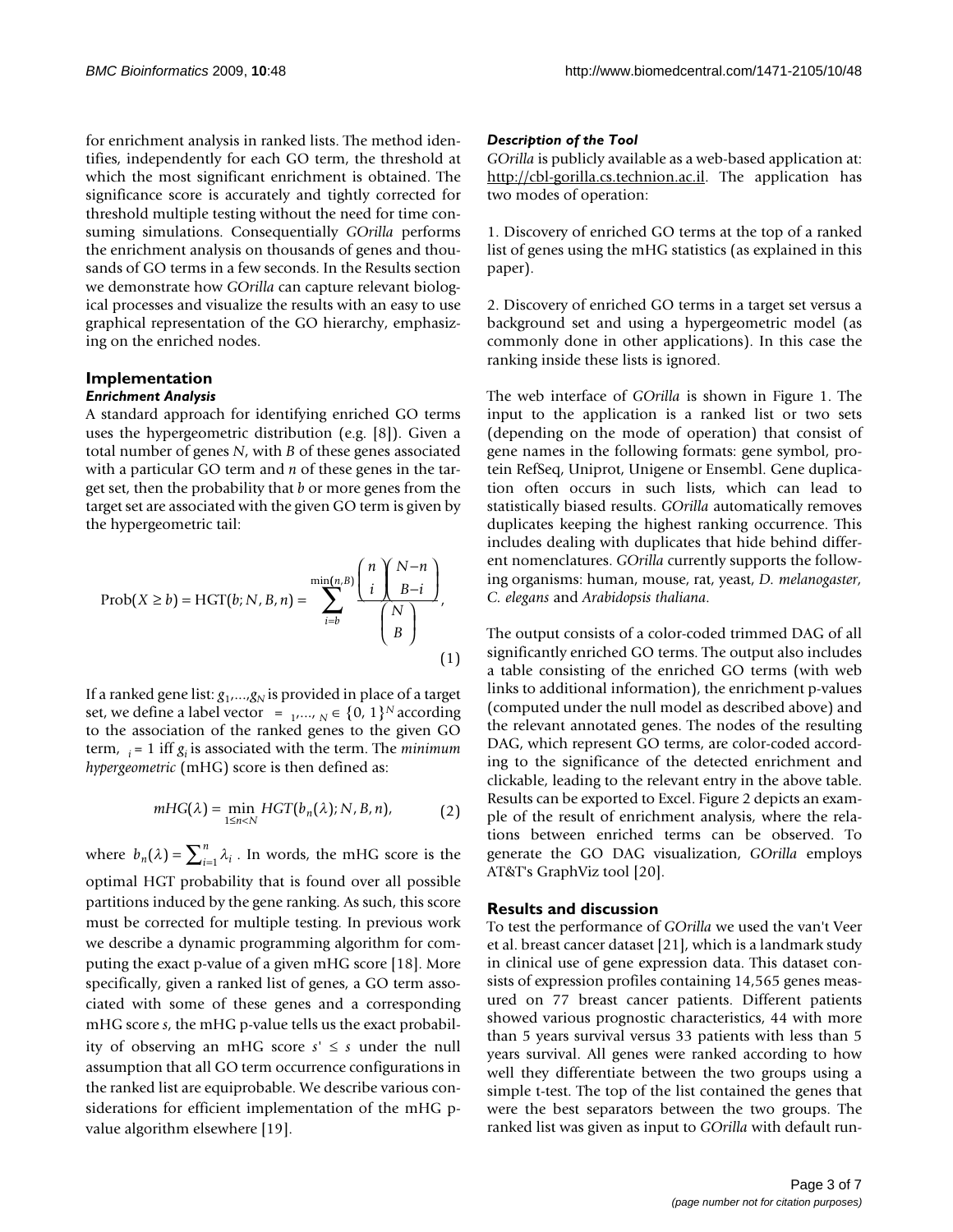for enrichment analysis in ranked lists. The method identifies, independently for each GO term, the threshold at which the most significant enrichment is obtained. The significance score is accurately and tightly corrected for threshold multiple testing without the need for time consuming simulations. Consequentially *GOrilla* performs the enrichment analysis on thousands of genes and thousands of GO terms in a few seconds. In the Results section we demonstrate how *GOrilla* can capture relevant biological processes and visualize the results with an easy to use graphical representation of the GO hierarchy, emphasizing on the enriched nodes.

## Implementation

### *Enrichment Analysis*

A standard approach for identifying enriched GO terms uses the hypergeometric distribution (e.g. [8]). Given a total number of genes $N$, with $B$ of these genes associated with a particular GO term and $n$ of these genes in the target set, then the probability that $b$ or more genes from the target set are associated with the given GO term is given by the hypergeometric tail:

$$\text{Prob}(X \geq b) = \text{HGT}(b; N, B, n) = \sum_{i=b}^{\min(n,B)} \frac{\binom{n}{i}\binom{N-n}{B-i}}{\binom{N}{B}}, \quad (1)$$

If a ranked gene list: $g_1,...,g_N$ is provided in place of a target set, we define a label vector $\lambda = \lambda_1,..., \lambda_N \in \{0, 1\}^N$ according to the association of the ranked genes to the given GO term, $\lambda_i = 1$ iff $g_i$ is associated with the term. The *minimum hypergeometric* (mHG) score is then defined as:

$$mHG(\lambda) = \min_{1 \leq n < N} HGT(b_n(\lambda); N, B, n), \quad (2)$$

where $b_n(\lambda) = \sum_{i=1}^{n} \lambda_i$. In words, the mHG score is the optimal HGT probability that is found over all possible partitions induced by the gene ranking. As such, this score must be corrected for multiple testing. In previous work we describe a dynamic programming algorithm for computing the exact p-value of a given mHG score [18]. More specifically, given a ranked list of genes, a GO term associated with some of these genes and a corresponding mHG score $s$, the mHG p-value tells us the exact probability of observing an mHG score $s' \leq s$ under the null assumption that all GO term occurrence configurations in the ranked list are equiprobable. We describe various considerations for efficient implementation of the mHG p-value algorithm elsewhere [19].

### *Description of the Tool*

*GOrilla* is publicly available as a web-based application at: http://cbl-gorilla.cs.technion.ac.il. The application has two modes of operation:

1. Discovery of enriched GO terms at the top of a ranked list of genes using the mHG statistics (as explained in this paper).

2. Discovery of enriched GO terms in a target set versus a background set and using a hypergeometric model (as commonly done in other applications). In this case the ranking inside these lists is ignored.

The web interface of *GOrilla* is shown in Figure 1. The input to the application is a ranked list or two sets (depending on the mode of operation) that consist of gene names in the following formats: gene symbol, protein RefSeq, Uniprot, Unigene or Ensembl. Gene duplication often occurs in such lists, which can lead to statistically biased results. *GOrilla* automatically removes duplicates keeping the highest ranking occurrence. This includes dealing with duplicates that hide behind different nomenclatures. *GOrilla* currently supports the following organisms: human, mouse, rat, yeast, *D. melanogaster, C. elegans* and *Arabidopsis thaliana*.

The output consists of a color-coded trimmed DAG of all significantly enriched GO terms. The output also includes a table consisting of the enriched GO terms (with web links to additional information), the enrichment p-values (computed under the null model as described above) and the relevant annotated genes. The nodes of the resulting DAG, which represent GO terms, are color-coded according to the significance of the detected enrichment and clickable, leading to the relevant entry in the above table. Results can be exported to Excel. Figure 2 depicts an example of the result of enrichment analysis, where the relations between enriched terms can be observed. To generate the GO DAG visualization, *GOrilla* employs AT&T's GraphViz tool [20].

## Results and discussion

To test the performance of *GOrilla* we used the van't Veer et al. breast cancer dataset [21], which is a landmark study in clinical use of gene expression data. This dataset consists of expression profiles containing 14,565 genes measured on 77 breast cancer patients. Different patients showed various prognostic characteristics, 44 with more than 5 years survival versus 33 patients with less than 5 years survival. All genes were ranked according to how well they differentiate between the two groups using a simple t-test. The top of the list contained the genes that were the best separators between the two groups. The ranked list was given as input to *GOrilla* with default run-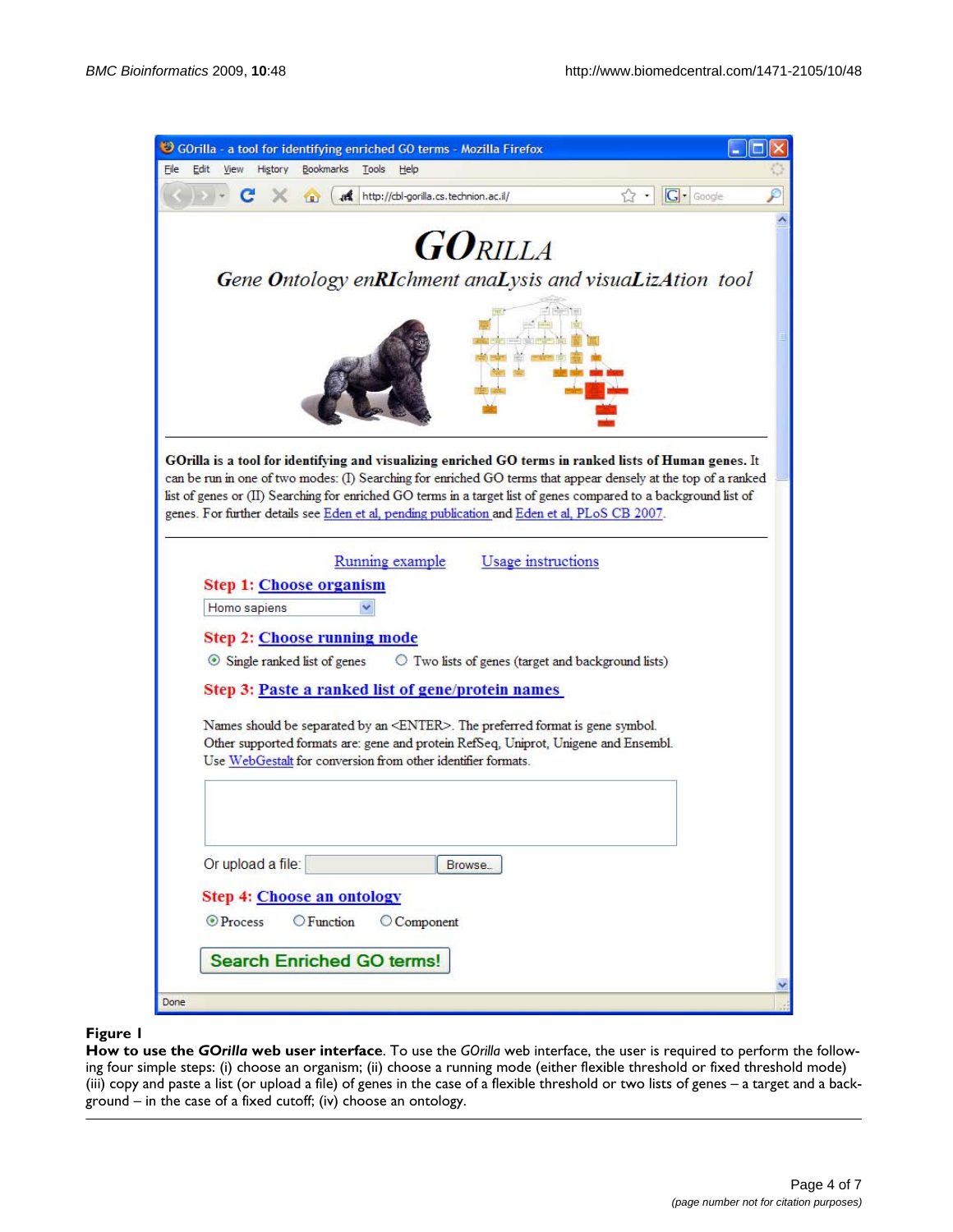**Figure 1**

**How to use the *GOrilla* web user interface**. To use the *GOrilla* web interface, the user is required to perform the following four simple steps: (i) choose an organism; (ii) choose a running mode (either flexible threshold or fixed threshold mode) (iii) copy and paste a list (or upload a file) of genes in the case of a flexible threshold or two lists of genes – a target and a background – in the case of a fixed cutoff; (iv) choose an ontology.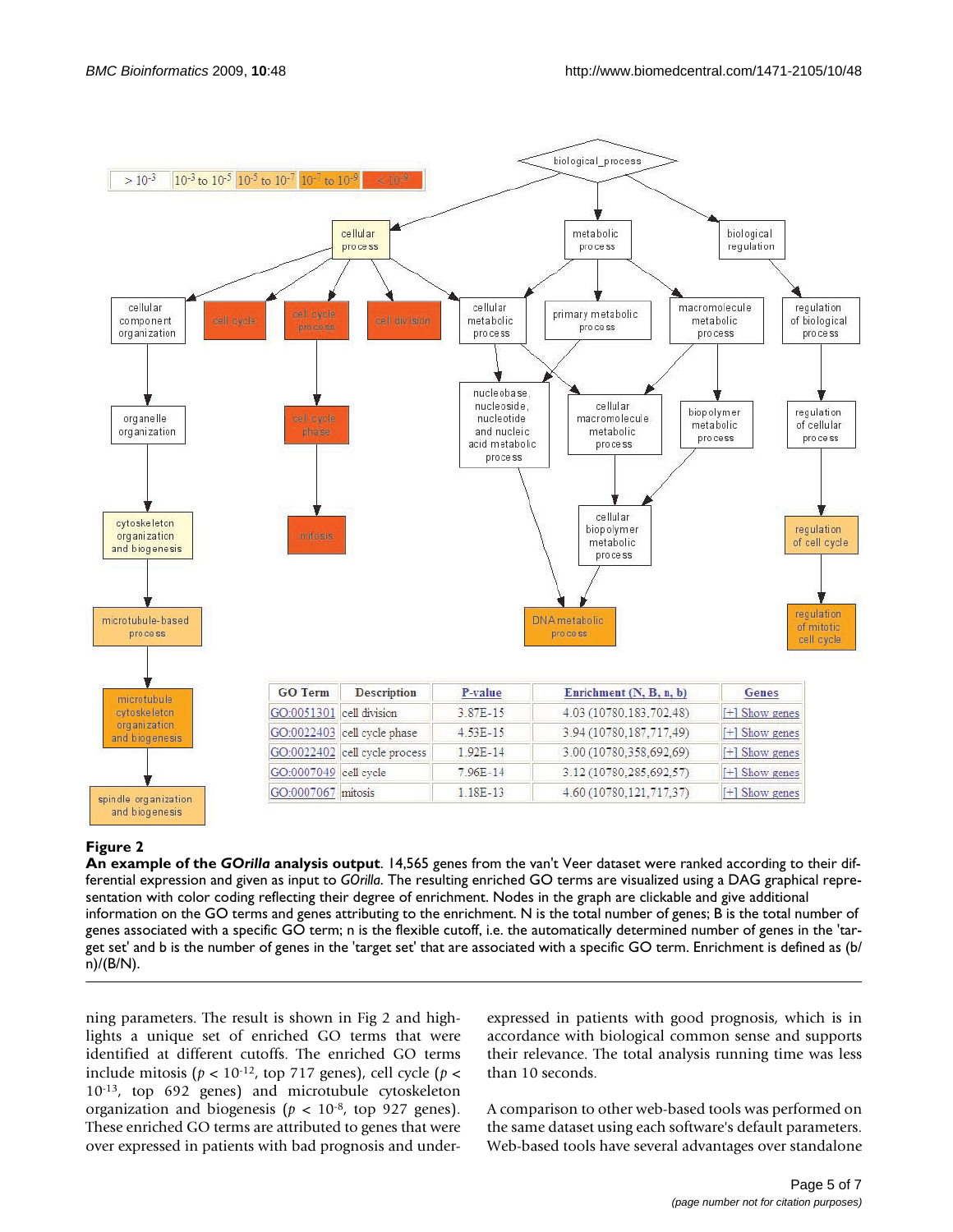| GO Term | Description | P-value | Enrichment (N, B, n, b) | Genes |
|---|---|---|---|---|
| GO:0051301 | cell division | 3.87E-15 | 4.03 (10780,183,702,48) | [+] Show genes |
| GO:0022403 | cell cycle phase | 4.53E-15 | 3.94 (10780,187,717,49) | [+] Show genes |
| GO:0022402 | cell cycle process | 1.92E-14 | 3.00 (10780,358,692,69) | [+] Show genes |
| GO:0007049 | cell cycle | 7.96E-14 | 3.12 (10780,285,692,57) | [+] Show genes |
| GO:0007067 | mitosis | 1.18E-13 | 4.60 (10780,121,717,37) | [+] Show genes |

**Figure 2**

**An example of the *GOrilla* analysis output**. 14,565 genes from the van't Veer dataset were ranked according to their differential expression and given as input to *GOrilla*. The resulting enriched GO terms are visualized using a DAG graphical representation with color coding reflecting their degree of enrichment. Nodes in the graph are clickable and give additional information on the GO terms and genes attributing to the enrichment. N is the total number of genes; B is the total number of genes associated with a specific GO term; n is the flexible cutoff, i.e. the automatically determined number of genes in the 'target set' and b is the number of genes in the 'target set' that are associated with a specific GO term. Enrichment is defined as (b/n)/(B/N).

ning parameters. The result is shown in Fig 2 and highlights a unique set of enriched GO terms that were identified at different cutoffs. The enriched GO terms include mitosis ($p < 10^{-12}$, top 717 genes), cell cycle ($p < 10^{-13}$, top 692 genes) and microtubule cytoskeleton organization and biogenesis ($p < 10^{-8}$, top 927 genes). These enriched GO terms are attributed to genes that were over expressed in patients with bad prognosis and under-expressed in patients with good prognosis, which is in accordance with biological common sense and supports their relevance. The total analysis running time was less than 10 seconds.

A comparison to other web-based tools was performed on the same dataset using each software's default parameters. Web-based tools have several advantages over standalone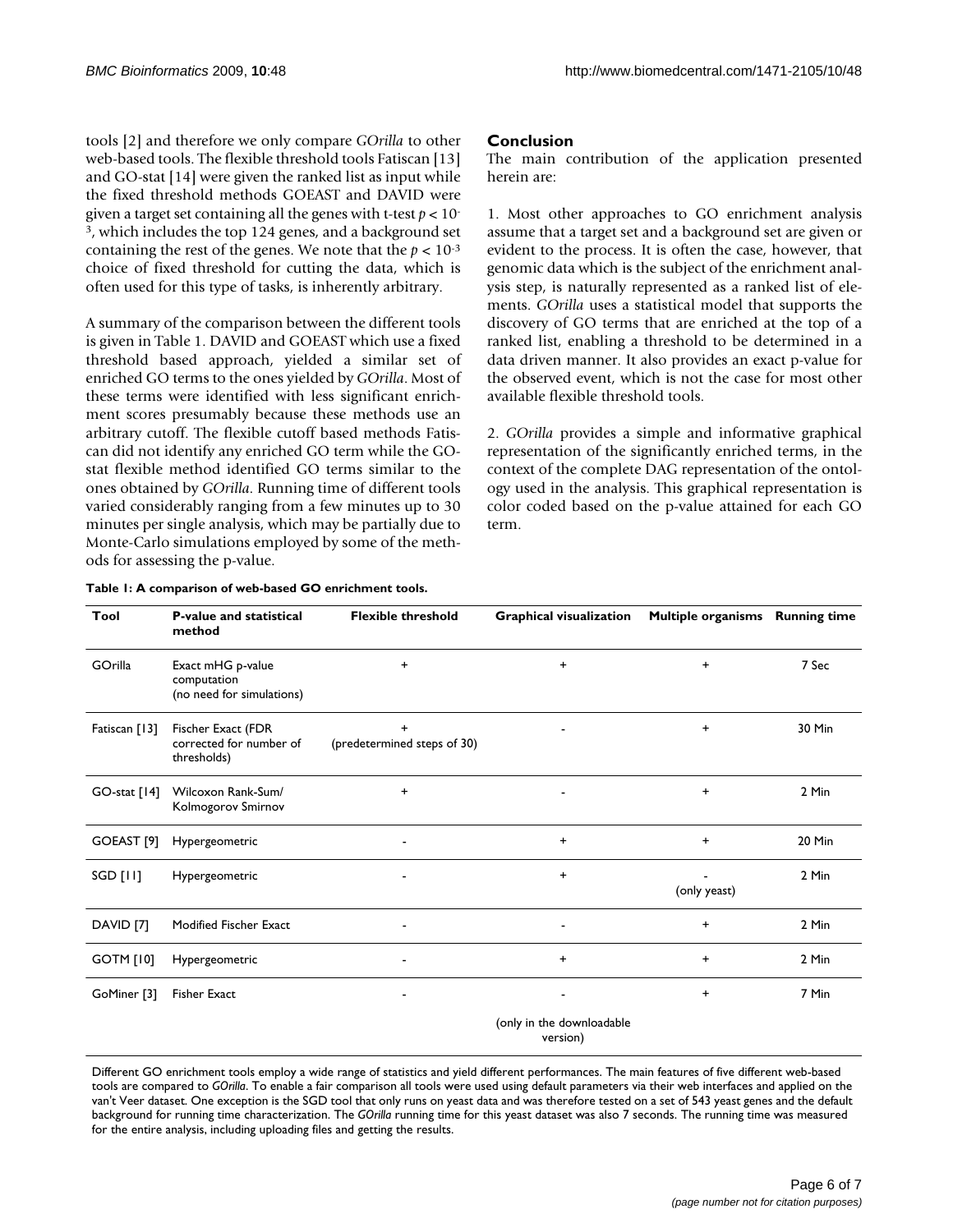tools [2] and therefore we only compare *GOrilla* to other web-based tools. The flexible threshold tools Fatiscan [13] and GO-stat [14] were given the ranked list as input while the fixed threshold methods GOEAST and DAVID were given a target set containing all the genes with t-test $p < 10^{-3}$, which includes the top 124 genes, and a background set containing the rest of the genes. We note that the $p < 10^{-3}$ choice of fixed threshold for cutting the data, which is often used for this type of tasks, is inherently arbitrary.

A summary of the comparison between the different tools is given in Table 1. DAVID and GOEAST which use a fixed threshold based approach, yielded a similar set of enriched GO terms to the ones yielded by *GOrilla*. Most of these terms were identified with less significant enrichment scores presumably because these methods use an arbitrary cutoff. The flexible cutoff based methods Fatiscan did not identify any enriched GO term while the GO-stat flexible method identified GO terms similar to the ones obtained by *GOrilla*. Running time of different tools varied considerably ranging from a few minutes up to 30 minutes per single analysis, which may be partially due to Monte-Carlo simulations employed by some of the methods for assessing the p-value.

## Conclusion

The main contribution of the application presented herein are:

1. Most other approaches to GO enrichment analysis assume that a target set and a background set are given or evident to the process. It is often the case, however, that genomic data which is the subject of the enrichment analysis step, is naturally represented as a ranked list of elements. *GOrilla* uses a statistical model that supports the discovery of GO terms that are enriched at the top of a ranked list, enabling a threshold to be determined in a data driven manner. It also provides an exact p-value for the observed event, which is not the case for most other available flexible threshold tools.

2. *GOrilla* provides a simple and informative graphical representation of the significantly enriched terms, in the context of the complete DAG representation of the ontology used in the analysis. This graphical representation is color coded based on the p-value attained for each GO term.

**Table 1: A comparison of web-based GO enrichment tools.**

| Tool | P-value and statistical method | Flexible threshold | Graphical visualization | Multiple organisms | Running time |
|---|---|---|---|---|---|
| GOrilla | Exact mHG p-value computation (no need for simulations) | + | + | + | 7 Sec |
| Fatiscan [13] | Fischer Exact (FDR corrected for number of thresholds) | + (predetermined steps of 30) | - | + | 30 Min |
| GO-stat [14] | Wilcoxon Rank-Sum/ Kolmogorov Smirnov | + | - | + | 2 Min |
| GOEAST [9] | Hypergeometric | - | + | + | 20 Min |
| SGD [11] | Hypergeometric | - | + | - (only yeast) | 2 Min |
| DAVID [7] | Modified Fischer Exact | - | - | + | 2 Min |
| GOTM [10] | Hypergeometric | - | + | + | 2 Min |
| GoMiner [3] | Fisher Exact | - | - (only in the downloadable version) | + | 7 Min |

Different GO enrichment tools employ a wide range of statistics and yield different performances. The main features of five different web-based tools are compared to *GOrilla*. To enable a fair comparison all tools were used using default parameters via their web interfaces and applied on the van't Veer dataset. One exception is the SGD tool that only runs on yeast data and was therefore tested on a set of 543 yeast genes and the default background for running time characterization. The *GOrilla* running time for this yeast dataset was also 7 seconds. The running time was measured for the entire analysis, including uploading files and getting the results.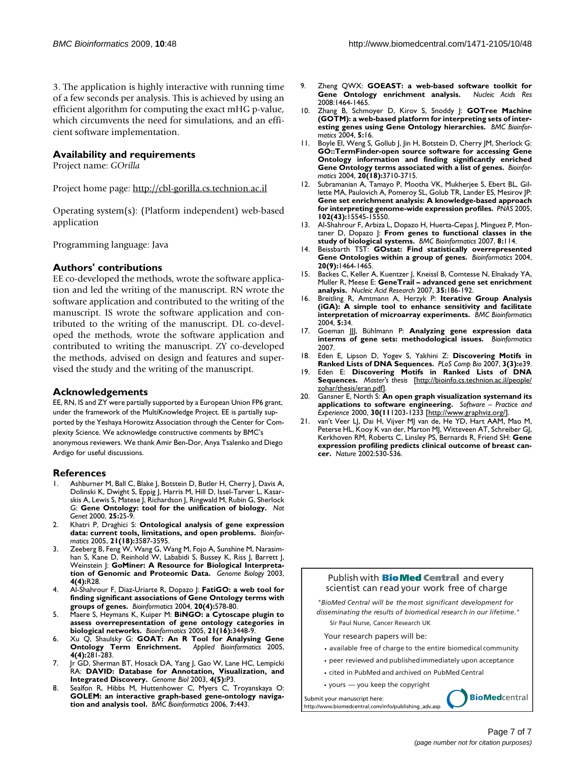3. The application is highly interactive with running time of a few seconds per analysis. This is achieved by using an efficient algorithm for computing the exact mHG p-value, which circumvents the need for simulations, and an efficient software implementation.

## Availability and requirements

Project name: *GOrilla*

Project home page: http://cbl-gorilla.cs.technion.ac.il

Operating system(s): (Platform independent) web-based application

Programming language: Java

## Authors' contributions

EE co-developed the methods, wrote the software application and led the writing of the manuscript. RN wrote the software application and contributed to the writing of the manuscript. IS wrote the software application and contributed to the writing of the manuscript. DL co-developed the methods, wrote the software application and contributed to writing the manuscript. ZY co-developed the methods, advised on design and features and supervised the study and the writing of the manuscript.

## Acknowledgements

EE, RN, IS and ZY were partially supported by a European Union FP6 grant, under the framework of the MultiKnowledge Project. EE is partially supported by the Yeshaya Horowitz Association through the Center for Complexity Science. We acknowledge constructive comments by BMC's anonymous reviewers. We thank Amir Ben-Dor, Anya Tsalenko and Diego Ardigo for useful discussions.

## References

1. Ashburner M, Ball C, Blake J, Botstein D, Butler H, Cherry J, Davis A, Dolinski K, Dwight S, Eppig J, Harris M, Hill D, Issel-Tarver L, Kasarskis A, Lewis S, Matese J, Richardson J, Ringwald M, Rubin G, Sherlock G: **Gene Ontology: tool for the unification of biology.** *Nat Genet* 2000, **25:**25-9.
2. Khatri P, Draghici S: **Ontological analysis of gene expression data: current tools, limitations, and open problems.** *Bioinformatics* 2005, **21(18):**3587-3595.
3. Zeeberg B, Feng W, Wang G, Wang M, Fojo A, Sunshine M, Narasimhan S, Kane D, Reinhold W, Lababidi S, Bussey K, Riss J, Barrett J, Weinstein J: **GoMiner: A Resource for Biological Interpretation of Genomic and Proteomic Data.** *Genome Biology* 2003, **4(4):**R28.
4. Al-Shahrour F, Diaz-Uriarte R, Dopazo J: **FatiGO: a web tool for finding significant associations of Gene Ontology terms with groups of genes.** *Bioinformatics* 2004, **20(4):**578-80.
5. Maere S, Heymans K, Kuiper M: **BiNGO: a Cytoscape plugin to assess overrepresentation of gene ontology categories in biological networks.** *Bioinformatics* 2005, **21(16):**3448-9.
6. Xu Q, Shaulsky G: **GOAT: An R Tool for Analysing Gene Ontology Term Enrichment.** *Applied Bioinformatics* 2005, **4(4):**281-283.
7. Jr GD, Sherman BT, Hosack DA, Yang J, Gao W, Lane HC, Lempicki RA: **DAVID: Database for Annotation, Visualization, and Integrated Discovery.** *Genome Biol* 2003, **4(5):**P3.
8. Sealfon R, Hibbs M, Huttenhower C, Myers C, Troyanskaya O: **GOLEM: an interactive graph-based gene-ontology navigation and analysis tool.** *BMC Bioinformatics* 2006, **7:**443.
9. Zheng QWX: **GOEAST: a web-based software toolkit for Gene Ontology enrichment analysis.** *Nucleic Acids Res* 2008:1464-1465.
10. Zhang B, Schmoyer D, Kirov S, Snoddy J: **GOTree Machine (GOTM): a web-based platform for interpreting sets of interesting genes using Gene Ontology hierarchies.** *BMC Bioinformatics* 2004, **5:**16.
11. Boyle EI, Weng S, Gollub J, Jin H, Botstein D, Cherry JM, Sherlock G: **GO::TermFinder-open source software for accessing Gene Ontology information and finding significantly enriched Gene Ontology terms associated with a list of genes.** *Bioinformatics* 2004, **20(18):**3710-3715.
12. Subramanian A, Tamayo P, Mootha VK, Mukherjee S, Ebert BL, Gillette MA, Paulovich A, Pomeroy SL, Golub TR, Lander ES, Mesirov JP: **Gene set enrichment analysis: A knowledge-based approach for interpreting genome-wide expression profiles.** *PNAS* 2005, **102(43):**15545-15550.
13. Al-Shahrour F, Arbiza L, Dopazo H, Huerta-Cepas J, Minguez P, Montaner D, Dopazo J: **From genes to functional classes in the study of biological systems.** *BMC Bioinformatics* 2007, **8:**114.
14. Beissbarth TST: **GOstat: Find statistically overrepresented Gene Ontologies within a group of genes.** *Bioinformatics* 2004, **20(9):**1464-1465.
15. Backes C, Keller A, Kuentzer J, Kneissl B, Comtesse N, Elnakady YA, Muller R, Meese E: **GeneTrail – advanced gene set enrichment analysis.** *Nucleic Acid Research* 2007, **35:**186-192.
16. Breitling R, Amtmann A, Herzyk P: **Iterative Group Analysis (iGA): A simple tool to enhance sensitivity and facilitate interpretation of microarray experiments.** *BMC Bioinformatics* 2004, **5:**34.
17. Goeman JJJ, Bühlmann P: **Analyzing gene expression data interms of gene sets: methodological issues.** *Bioinformatics* 2007.
18. Eden E, Lipson D, Yogev S, Yakhini Z: **Discovering Motifs in Ranked Lists of DNA Sequences.** *PLoS Comp Bio* 2007, **3(3):**e39.
19. Eden E: **Discovering Motifs in Ranked Lists of DNA Sequences.** *Master's thesis* [http://bioinfo.cs.technion.ac.il/people/zohar/thesis/eran.pdf].
20. Gansner E, North S: **An open graph visualization systemand its applications to software engineering.** *Software – Practice and Experience* 2000, **30(11**1203-1233 [http://www.graphviz.org/].
21. van't Veer LJ, Dai H, Vijver MJ van de, He YD, Hart AAM, Mao M, Peterse HL, Kooy K van der, Marton MJ, Witteveen AT, Schreiber GJ, Kerkhoven RM, Roberts C, Linsley PS, Bernards R, Friend SH: **Gene expression profiling predicts clinical outcome of breast cancer.** *Nature* 2002:530-536.

Publish with **BioMed Central** and every scientist can read your work free of charge

*"BioMed Central will be the most significant development for disseminating the results of biomedical research in our lifetime."*

Sir Paul Nurse, Cancer Research UK

Your research papers will be:

- available free of charge to the entire biomedical community
- peer reviewed and published immediately upon acceptance
- cited in PubMed and archived on PubMed Central
- yours — you keep the copyright

Submit your manuscript here:
http://www.biomedcentral.com/info/publishing_adv.asp

**BioMed**central